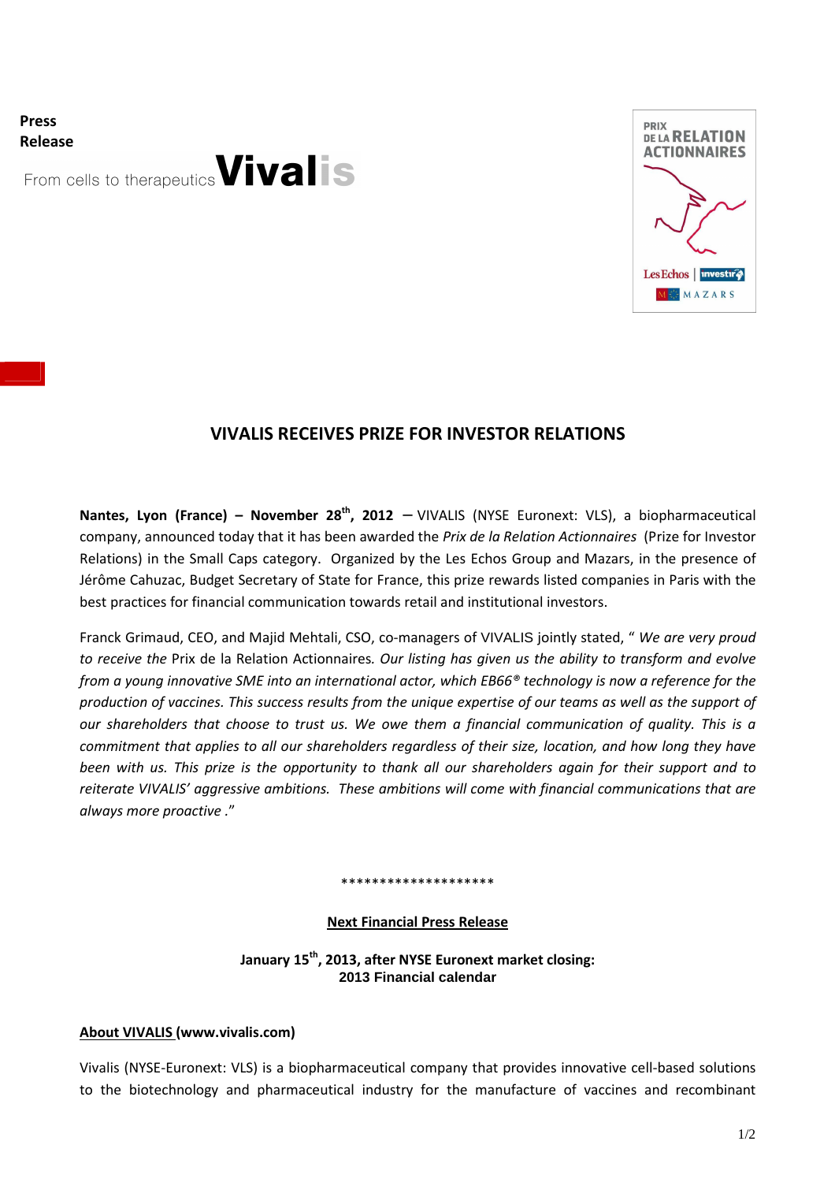**Press Release**

From cells to therapeutics **Vivalis**

PRIX DE LA RELATION ACTIONNAIRES

Les Echos | investir | MAZARS

# VIVALIS RECEIVES PRIZE FOR INVESTOR RELATIONS

**Nantes, Lyon (France) – November 28th, 2012** – VIVALIS (NYSE Euronext: VLS), a biopharmaceutical company, announced today that it has been awarded the *Prix de la Relation Actionnaires* (Prize for Investor Relations) in the Small Caps category. Organized by the Les Echos Group and Mazars, in the presence of Jérôme Cahuzac, Budget Secretary of State for France, this prize rewards listed companies in Paris with the best practices for financial communication towards retail and institutional investors.

Franck Grimaud, CEO, and Majid Mehtali, CSO, co-managers of VIVALIS jointly stated, " *We are very proud to receive the* Prix de la Relation Actionnaires*. Our listing has given us the ability to transform and evolve from a young innovative SME into an international actor, which EB66® technology is now a reference for the production of vaccines. This success results from the unique expertise of our teams as well as the support of our shareholders that choose to trust us. We owe them a financial communication of quality. This is a commitment that applies to all our shareholders regardless of their size, location, and how long they have been with us. This prize is the opportunity to thank all our shareholders again for their support and to reiterate VIVALIS' aggressive ambitions. These ambitions will come with financial communications that are always more proactive* ."

********************

**Next Financial Press Release**

**January 15th, 2013, after NYSE Euronext market closing:**
**2013 Financial calendar**

**About VIVALIS (www.vivalis.com)**

Vivalis (NYSE-Euronext: VLS) is a biopharmaceutical company that provides innovative cell-based solutions to the biotechnology and pharmaceutical industry for the manufacture of vaccines and recombinant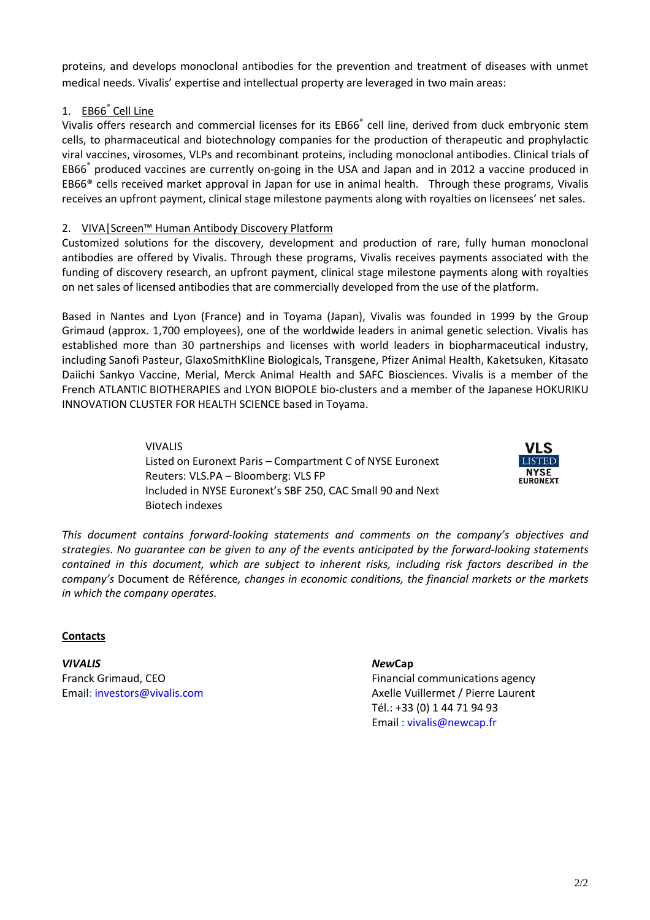proteins, and develops monoclonal antibodies for the prevention and treatment of diseases with unmet medical needs. Vivalis' expertise and intellectual property are leveraged in two main areas:

1. EB66® Cell Line

Vivalis offers research and commercial licenses for its EB66® cell line, derived from duck embryonic stem cells, to pharmaceutical and biotechnology companies for the production of therapeutic and prophylactic viral vaccines, virosomes, VLPs and recombinant proteins, including monoclonal antibodies. Clinical trials of EB66® produced vaccines are currently on-going in the USA and Japan and in 2012 a vaccine produced in EB66® cells received market approval in Japan for use in animal health. Through these programs, Vivalis receives an upfront payment, clinical stage milestone payments along with royalties on licensees' net sales.

2. VIVA|Screen™ Human Antibody Discovery Platform

Customized solutions for the discovery, development and production of rare, fully human monoclonal antibodies are offered by Vivalis. Through these programs, Vivalis receives payments associated with the funding of discovery research, an upfront payment, clinical stage milestone payments along with royalties on net sales of licensed antibodies that are commercially developed from the use of the platform.

Based in Nantes and Lyon (France) and in Toyama (Japan), Vivalis was founded in 1999 by the Group Grimaud (approx. 1,700 employees), one of the worldwide leaders in animal genetic selection. Vivalis has established more than 30 partnerships and licenses with world leaders in biopharmaceutical industry, including Sanofi Pasteur, GlaxoSmithKline Biologicals, Transgene, Pfizer Animal Health, Kaketsuken, Kitasato Daiichi Sankyo Vaccine, Merial, Merck Animal Health and SAFC Biosciences. Vivalis is a member of the French ATLANTIC BIOTHERAPIES and LYON BIOPOLE bio-clusters and a member of the Japanese HOKURIKU INNOVATION CLUSTER FOR HEALTH SCIENCE based in Toyama.

VIVALIS
Listed on Euronext Paris – Compartment C of NYSE Euronext
Reuters: VLS.PA – Bloomberg: VLS FP
Included in NYSE Euronext's SBF 250, CAC Small 90 and Next Biotech indexes

VLS LISTED NYSE EURONEXT

*This document contains forward-looking statements and comments on the company's objectives and strategies. No guarantee can be given to any of the events anticipated by the forward-looking statements contained in this document, which are subject to inherent risks, including risk factors described in the company's* Document de Référence*, changes in economic conditions, the financial markets or the markets in which the company operates.*

**Contacts**

***VIVALIS***
Franck Grimaud, CEO
Email: investors@vivalis.com

***New*Cap**
Financial communications agency
Axelle Vuillermet / Pierre Laurent
Tél.: +33 (0) 1 44 71 94 93
Email : vivalis@newcap.fr